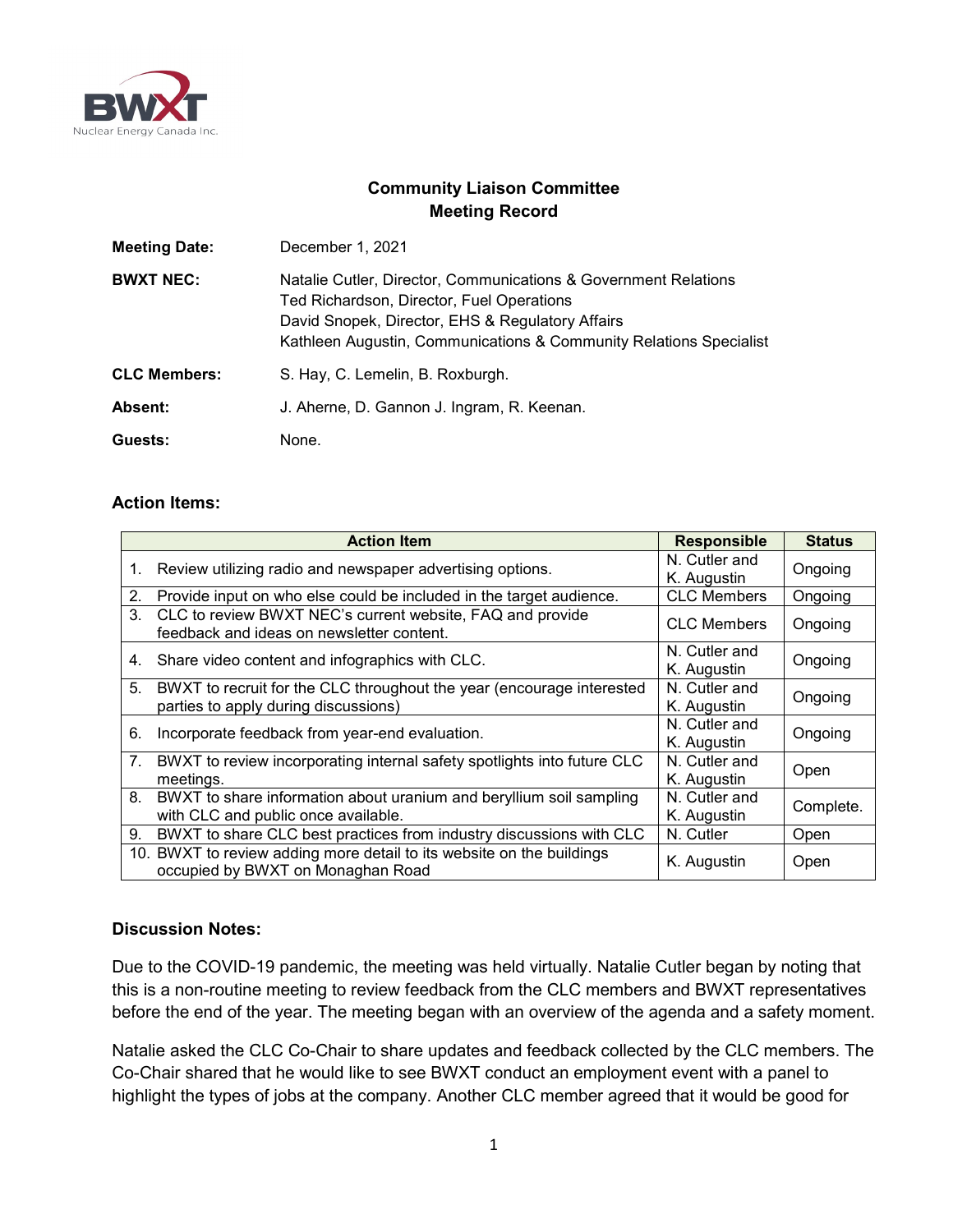BWXT
Nuclear Energy Canada Inc.

# Community Liaison Committee
## Meeting Record

**Meeting Date:** December 1, 2021

**BWXT NEC:** Natalie Cutler, Director, Communications & Government Relations
Ted Richardson, Director, Fuel Operations
David Snopek, Director, EHS & Regulatory Affairs
Kathleen Augustin, Communications & Community Relations Specialist

**CLC Members:** S. Hay, C. Lemelin, B. Roxburgh.

**Absent:** J. Aherne, D. Gannon J. Ingram, R. Keenan.

**Guests:** None.

### Action Items:

| Action Item | Responsible | Status |
|---|---|---|
| 1. Review utilizing radio and newspaper advertising options. | N. Cutler and K. Augustin | Ongoing |
| 2. Provide input on who else could be included in the target audience. | CLC Members | Ongoing |
| 3. CLC to review BWXT NEC's current website, FAQ and provide feedback and ideas on newsletter content. | CLC Members | Ongoing |
| 4. Share video content and infographics with CLC. | N. Cutler and K. Augustin | Ongoing |
| 5. BWXT to recruit for the CLC throughout the year (encourage interested parties to apply during discussions) | N. Cutler and K. Augustin | Ongoing |
| 6. Incorporate feedback from year-end evaluation. | N. Cutler and K. Augustin | Ongoing |
| 7. BWXT to review incorporating internal safety spotlights into future CLC meetings. | N. Cutler and K. Augustin | Open |
| 8. BWXT to share information about uranium and beryllium soil sampling with CLC and public once available. | N. Cutler and K. Augustin | Complete. |
| 9. BWXT to share CLC best practices from industry discussions with CLC | N. Cutler | Open |
| 10. BWXT to review adding more detail to its website on the buildings occupied by BWXT on Monaghan Road | K. Augustin | Open |

### Discussion Notes:

Due to the COVID-19 pandemic, the meeting was held virtually. Natalie Cutler began by noting that this is a non-routine meeting to review feedback from the CLC members and BWXT representatives before the end of the year. The meeting began with an overview of the agenda and a safety moment.

Natalie asked the CLC Co-Chair to share updates and feedback collected by the CLC members. The Co-Chair shared that he would like to see BWXT conduct an employment event with a panel to highlight the types of jobs at the company. Another CLC member agreed that it would be good for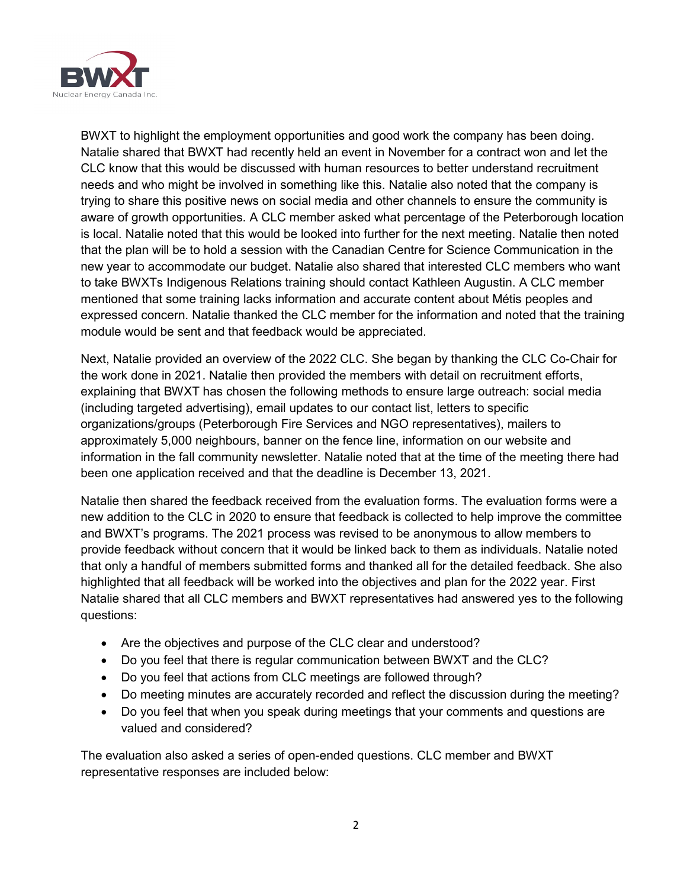BWXT to highlight the employment opportunities and good work the company has been doing. Natalie shared that BWXT had recently held an event in November for a contract won and let the CLC know that this would be discussed with human resources to better understand recruitment needs and who might be involved in something like this. Natalie also noted that the company is trying to share this positive news on social media and other channels to ensure the community is aware of growth opportunities. A CLC member asked what percentage of the Peterborough location is local. Natalie noted that this would be looked into further for the next meeting. Natalie then noted that the plan will be to hold a session with the Canadian Centre for Science Communication in the new year to accommodate our budget. Natalie also shared that interested CLC members who want to take BWXTs Indigenous Relations training should contact Kathleen Augustin. A CLC member mentioned that some training lacks information and accurate content about Métis peoples and expressed concern. Natalie thanked the CLC member for the information and noted that the training module would be sent and that feedback would be appreciated.

Next, Natalie provided an overview of the 2022 CLC. She began by thanking the CLC Co-Chair for the work done in 2021. Natalie then provided the members with detail on recruitment efforts, explaining that BWXT has chosen the following methods to ensure large outreach: social media (including targeted advertising), email updates to our contact list, letters to specific organizations/groups (Peterborough Fire Services and NGO representatives), mailers to approximately 5,000 neighbours, banner on the fence line, information on our website and information in the fall community newsletter. Natalie noted that at the time of the meeting there had been one application received and that the deadline is December 13, 2021.

Natalie then shared the feedback received from the evaluation forms. The evaluation forms were a new addition to the CLC in 2020 to ensure that feedback is collected to help improve the committee and BWXT's programs. The 2021 process was revised to be anonymous to allow members to provide feedback without concern that it would be linked back to them as individuals. Natalie noted that only a handful of members submitted forms and thanked all for the detailed feedback. She also highlighted that all feedback will be worked into the objectives and plan for the 2022 year. First Natalie shared that all CLC members and BWXT representatives had answered yes to the following questions:

- Are the objectives and purpose of the CLC clear and understood?
- Do you feel that there is regular communication between BWXT and the CLC?
- Do you feel that actions from CLC meetings are followed through?
- Do meeting minutes are accurately recorded and reflect the discussion during the meeting?
- Do you feel that when you speak during meetings that your comments and questions are valued and considered?

The evaluation also asked a series of open-ended questions. CLC member and BWXT representative responses are included below: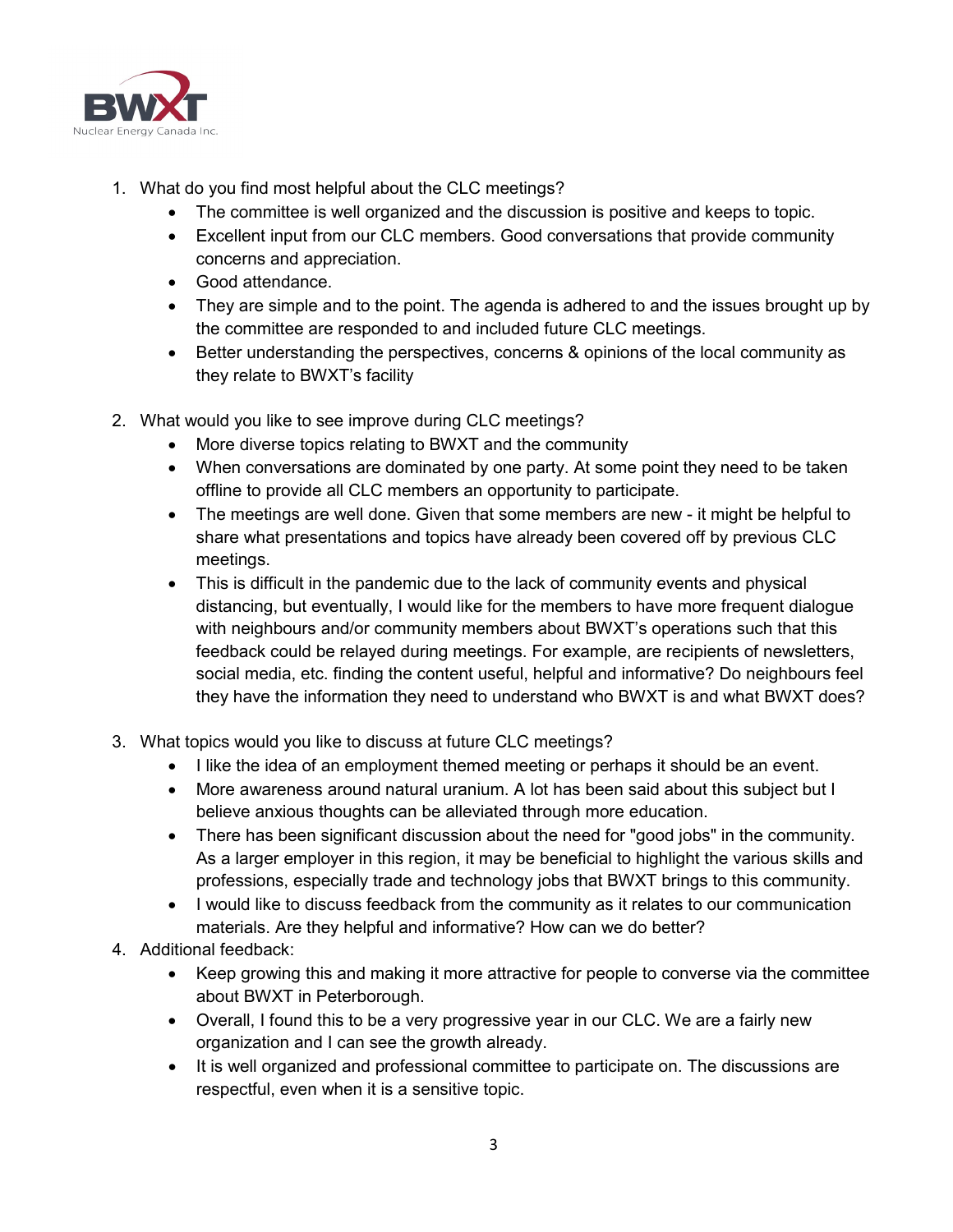1. What do you find most helpful about the CLC meetings?
    - The committee is well organized and the discussion is positive and keeps to topic.
    - Excellent input from our CLC members. Good conversations that provide community concerns and appreciation.
    - Good attendance.
    - They are simple and to the point. The agenda is adhered to and the issues brought up by the committee are responded to and included future CLC meetings.
    - Better understanding the perspectives, concerns & opinions of the local community as they relate to BWXT's facility

2. What would you like to see improve during CLC meetings?
    - More diverse topics relating to BWXT and the community
    - When conversations are dominated by one party. At some point they need to be taken offline to provide all CLC members an opportunity to participate.
    - The meetings are well done. Given that some members are new - it might be helpful to share what presentations and topics have already been covered off by previous CLC meetings.
    - This is difficult in the pandemic due to the lack of community events and physical distancing, but eventually, I would like for the members to have more frequent dialogue with neighbours and/or community members about BWXT's operations such that this feedback could be relayed during meetings. For example, are recipients of newsletters, social media, etc. finding the content useful, helpful and informative? Do neighbours feel they have the information they need to understand who BWXT is and what BWXT does?

3. What topics would you like to discuss at future CLC meetings?
    - I like the idea of an employment themed meeting or perhaps it should be an event.
    - More awareness around natural uranium. A lot has been said about this subject but I believe anxious thoughts can be alleviated through more education.
    - There has been significant discussion about the need for "good jobs" in the community. As a larger employer in this region, it may be beneficial to highlight the various skills and professions, especially trade and technology jobs that BWXT brings to this community.
    - I would like to discuss feedback from the community as it relates to our communication materials. Are they helpful and informative? How can we do better?

4. Additional feedback:
    - Keep growing this and making it more attractive for people to converse via the committee about BWXT in Peterborough.
    - Overall, I found this to be a very progressive year in our CLC. We are a fairly new organization and I can see the growth already.
    - It is well organized and professional committee to participate on. The discussions are respectful, even when it is a sensitive topic.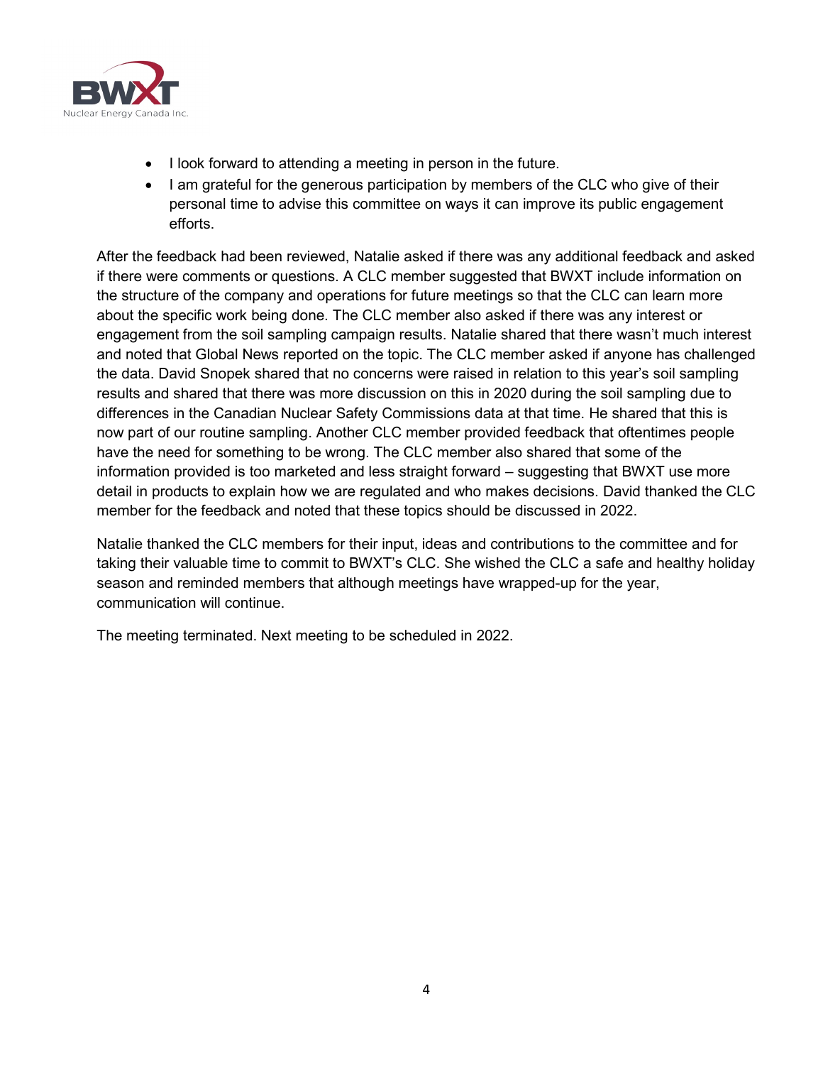- I look forward to attending a meeting in person in the future.
- I am grateful for the generous participation by members of the CLC who give of their personal time to advise this committee on ways it can improve its public engagement efforts.

After the feedback had been reviewed, Natalie asked if there was any additional feedback and asked if there were comments or questions. A CLC member suggested that BWXT include information on the structure of the company and operations for future meetings so that the CLC can learn more about the specific work being done. The CLC member also asked if there was any interest or engagement from the soil sampling campaign results. Natalie shared that there wasn't much interest and noted that Global News reported on the topic. The CLC member asked if anyone has challenged the data. David Snopek shared that no concerns were raised in relation to this year's soil sampling results and shared that there was more discussion on this in 2020 during the soil sampling due to differences in the Canadian Nuclear Safety Commissions data at that time. He shared that this is now part of our routine sampling. Another CLC member provided feedback that oftentimes people have the need for something to be wrong. The CLC member also shared that some of the information provided is too marketed and less straight forward – suggesting that BWXT use more detail in products to explain how we are regulated and who makes decisions. David thanked the CLC member for the feedback and noted that these topics should be discussed in 2022.

Natalie thanked the CLC members for their input, ideas and contributions to the committee and for taking their valuable time to commit to BWXT's CLC. She wished the CLC a safe and healthy holiday season and reminded members that although meetings have wrapped-up for the year, communication will continue.

The meeting terminated. Next meeting to be scheduled in 2022.